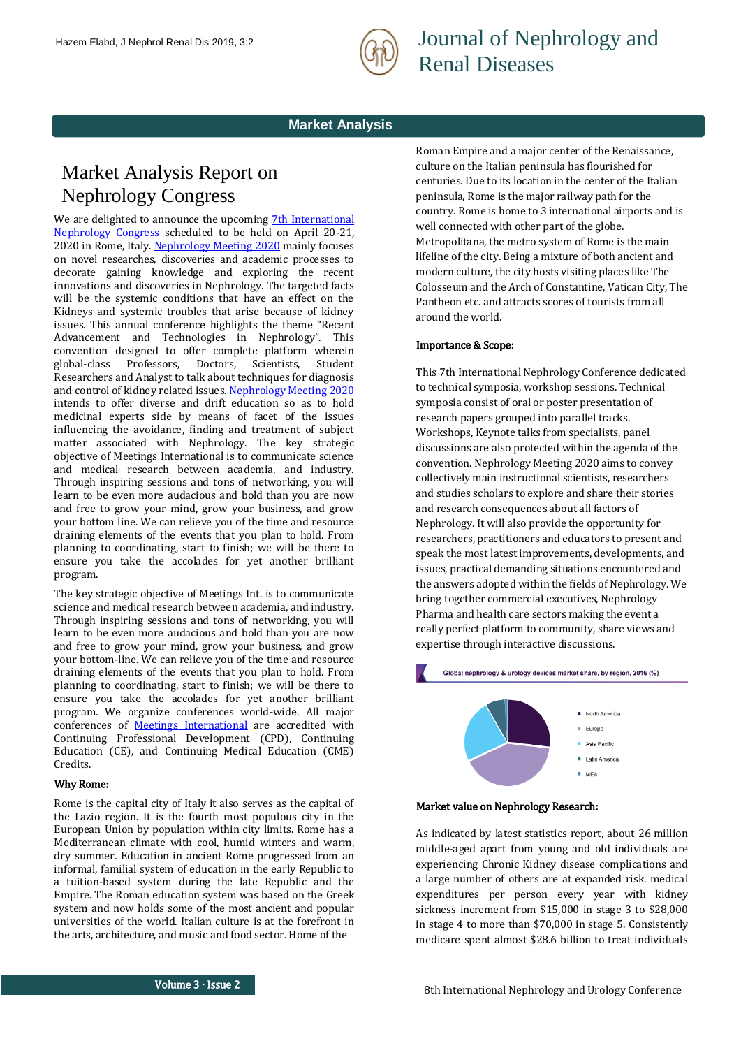## Market Analysis

# Market Analysis Report on Nephrology Congress

We are delighted to announce the upcoming 7th International Nephrology Congress scheduled to be held on April 20-21, 2020 in Rome, Italy. Nephrology Meeting 2020 mainly focuses on novel researches, discoveries and academic processes to decorate gaining knowledge and exploring the recent innovations and discoveries in Nephrology. The targeted facts will be the systemic conditions that have an effect on the Kidneys and systemic troubles that arise because of kidney issues. This annual conference highlights the theme "Recent Advancement and Technologies in Nephrology". This convention designed to offer complete platform wherein global-class Professors, Doctors, Scientists, Student Researchers and Analyst to talk about techniques for diagnosis and control of kidney related issues. Nephrology Meeting 2020 intends to offer diverse and drift education so as to hold medicinal experts side by means of facet of the issues influencing the avoidance, finding and treatment of subject matter associated with Nephrology. The key strategic objective of Meetings International is to communicate science and medical research between academia, and industry. Through inspiring sessions and tons of networking, you will learn to be even more audacious and bold than you are now and free to grow your mind, grow your business, and grow your bottom line. We can relieve you of the time and resource draining elements of the events that you plan to hold. From planning to coordinating, start to finish; we will be there to ensure you take the accolades for yet another brilliant program.

The key strategic objective of Meetings Int. is to communicate science and medical research between academia, and industry. Through inspiring sessions and tons of networking, you will learn to be even more audacious and bold than you are now and free to grow your mind, grow your business, and grow your bottom-line. We can relieve you of the time and resource draining elements of the events that you plan to hold. From planning to coordinating, start to finish; we will be there to ensure you take the accolades for yet another brilliant program. We organize conferences world-wide. All major conferences of Meetings International are accredited with Continuing Professional Development (CPD), Continuing Education (CE), and Continuing Medical Education (CME) Credits.

### Why Rome:

Rome is the capital city of Italy it also serves as the capital of the Lazio region. It is the fourth most populous city in the European Union by population within city limits. Rome has a Mediterranean climate with cool, humid winters and warm, dry summer. Education in ancient Rome progressed from an informal, familial system of education in the early Republic to a tuition-based system during the late Republic and the Empire. The Roman education system was based on the Greek system and now holds some of the most ancient and popular universities of the world. Italian culture is at the forefront in the arts, architecture, and music and food sector. Home of the Roman Empire and a major center of the Renaissance, culture on the Italian peninsula has flourished for centuries. Due to its location in the center of the Italian peninsula, Rome is the major railway path for the country. Rome is home to 3 international airports and is well connected with other part of the globe. Metropolitana, the metro system of Rome is the main lifeline of the city. Being a mixture of both ancient and modern culture, the city hosts visiting places like The Colosseum and the Arch of Constantine, Vatican City, The Pantheon etc. and attracts scores of tourists from all around the world.

### Importance & Scope:

This 7th International Nephrology Conference dedicated to technical symposia, workshop sessions. Technical symposia consist of oral or poster presentation of research papers grouped into parallel tracks. Workshops, Keynote talks from specialists, panel discussions are also protected within the agenda of the convention. Nephrology Meeting 2020 aims to convey collectively main instructional scientists, researchers and studies scholars to explore and share their stories and research consequences about all factors of Nephrology. It will also provide the opportunity for researchers, practitioners and educators to present and speak the most latest improvements, developments, and issues, practical demanding situations encountered and the answers adopted within the fields of Nephrology. We bring together commercial executives, Nephrology Pharma and health care sectors making the event a really perfect platform to community, share views and expertise through interactive discussions.

Global nephrology & urology devices market share, by region, 2016 (%)

- North America
- Europe
- Asia Pacific
- Latin America
- MEA

### Market value on Nephrology Research:

As indicated by latest statistics report, about 26 million middle-aged apart from young and old individuals are experiencing Chronic Kidney disease complications and a large number of others are at expanded risk. medical expenditures per person every year with kidney sickness increment from $15,000 in stage 3 to $28,000 in stage 4 to more than $70,000 in stage 5. Consistently medicare spent almost $28.6 billion to treat individuals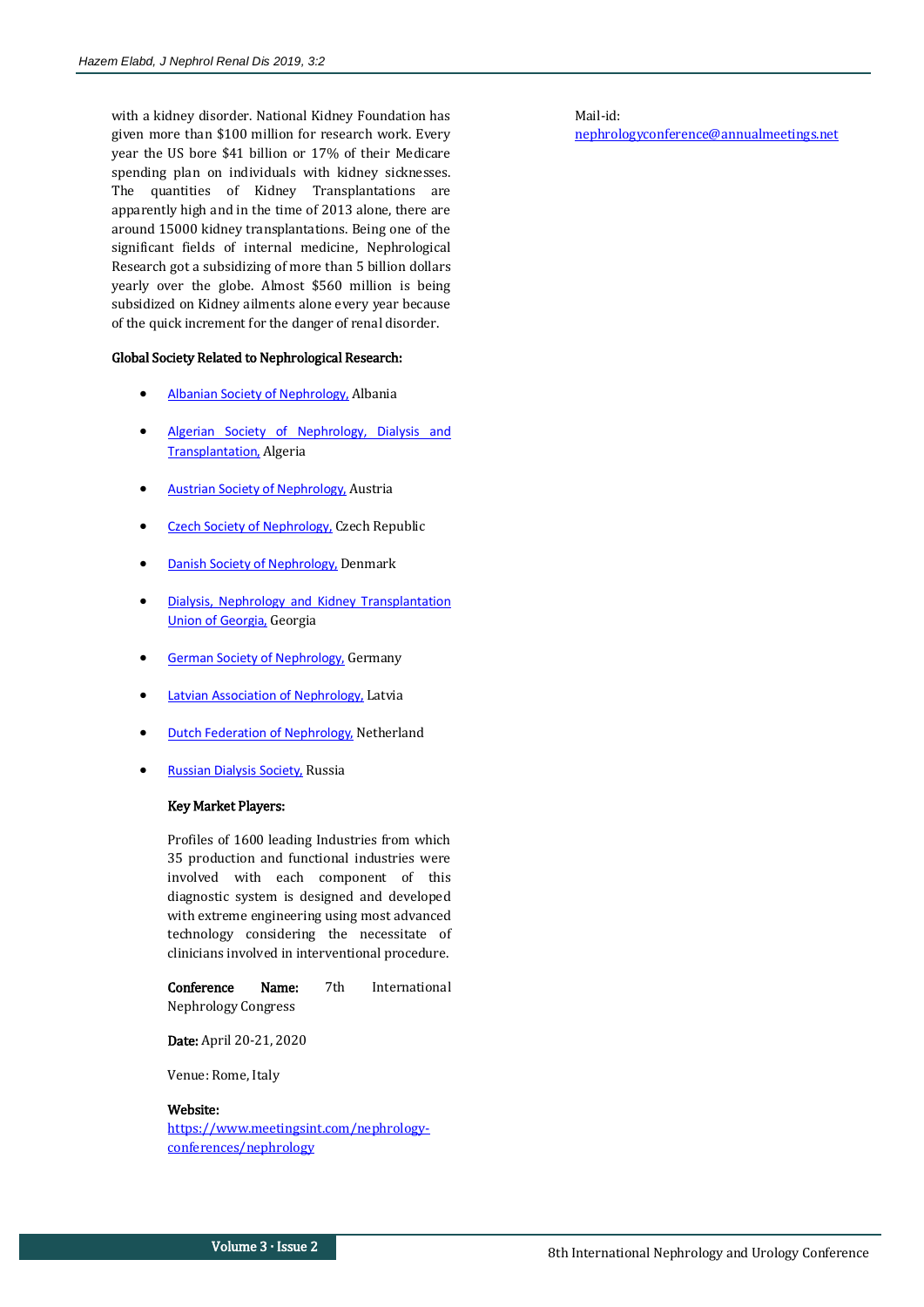with a kidney disorder. National Kidney Foundation has given more than $100 million for research work. Every year the US bore $41 billion or 17% of their Medicare spending plan on individuals with kidney sicknesses. The quantities of Kidney Transplantations are apparently high and in the time of 2013 alone, there are around 15000 kidney transplantations. Being one of the significant fields of internal medicine, Nephrological Research got a subsidizing of more than 5 billion dollars yearly over the globe. Almost $560 million is being subsidized on Kidney ailments alone every year because of the quick increment for the danger of renal disorder.

**Global Society Related to Nephrological Research:**

- Albanian Society of Nephrology, Albania
- Algerian Society of Nephrology, Dialysis and Transplantation, Algeria
- Austrian Society of Nephrology, Austria
- Czech Society of Nephrology, Czech Republic
- Danish Society of Nephrology, Denmark
- Dialysis, Nephrology and Kidney Transplantation Union of Georgia, Georgia
- German Society of Nephrology, Germany
- Latvian Association of Nephrology, Latvia
- Dutch Federation of Nephrology, Netherland
- Russian Dialysis Society, Russia

**Key Market Players:**

Profiles of 1600 leading Industries from which 35 production and functional industries were involved with each component of this diagnostic system is designed and developed with extreme engineering using most advanced technology considering the necessitate of clinicians involved in interventional procedure.

**Conference Name:** 7th International Nephrology Congress

**Date:** April 20-21, 2020

Venue: Rome, Italy

**Website:** https://www.meetingsint.com/nephrology-conferences/nephrology

Mail-id: nephrologyconference@annualmeetings.net